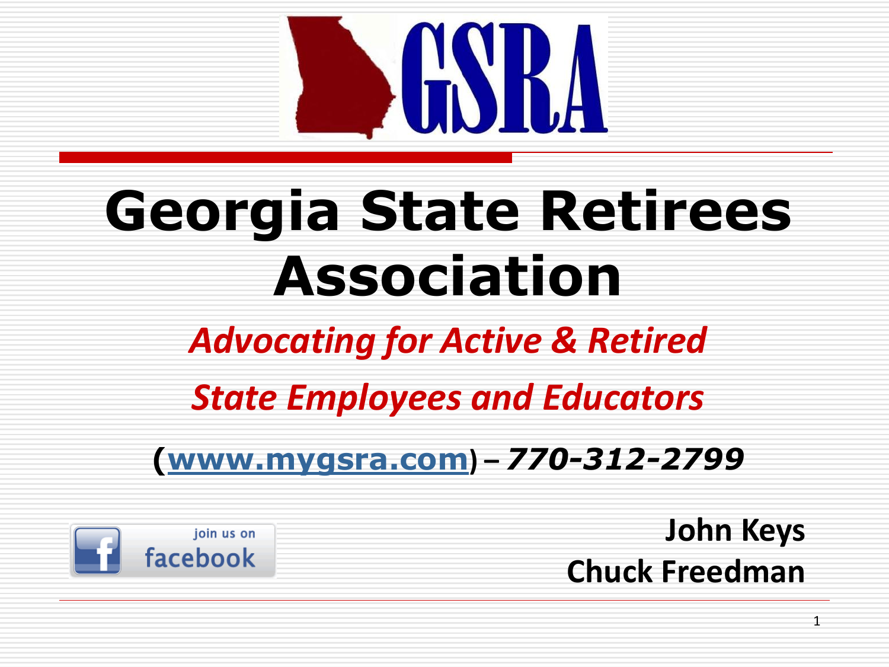GSRA

# Georgia State Retirees Association

***Advocating for Active & Retired***

***State Employees and Educators***

**([www.mygsra.com](http://www.mygsra.com)) – *770-312-2799***

join us on facebook

**John Keys**
**Chuck Freedman**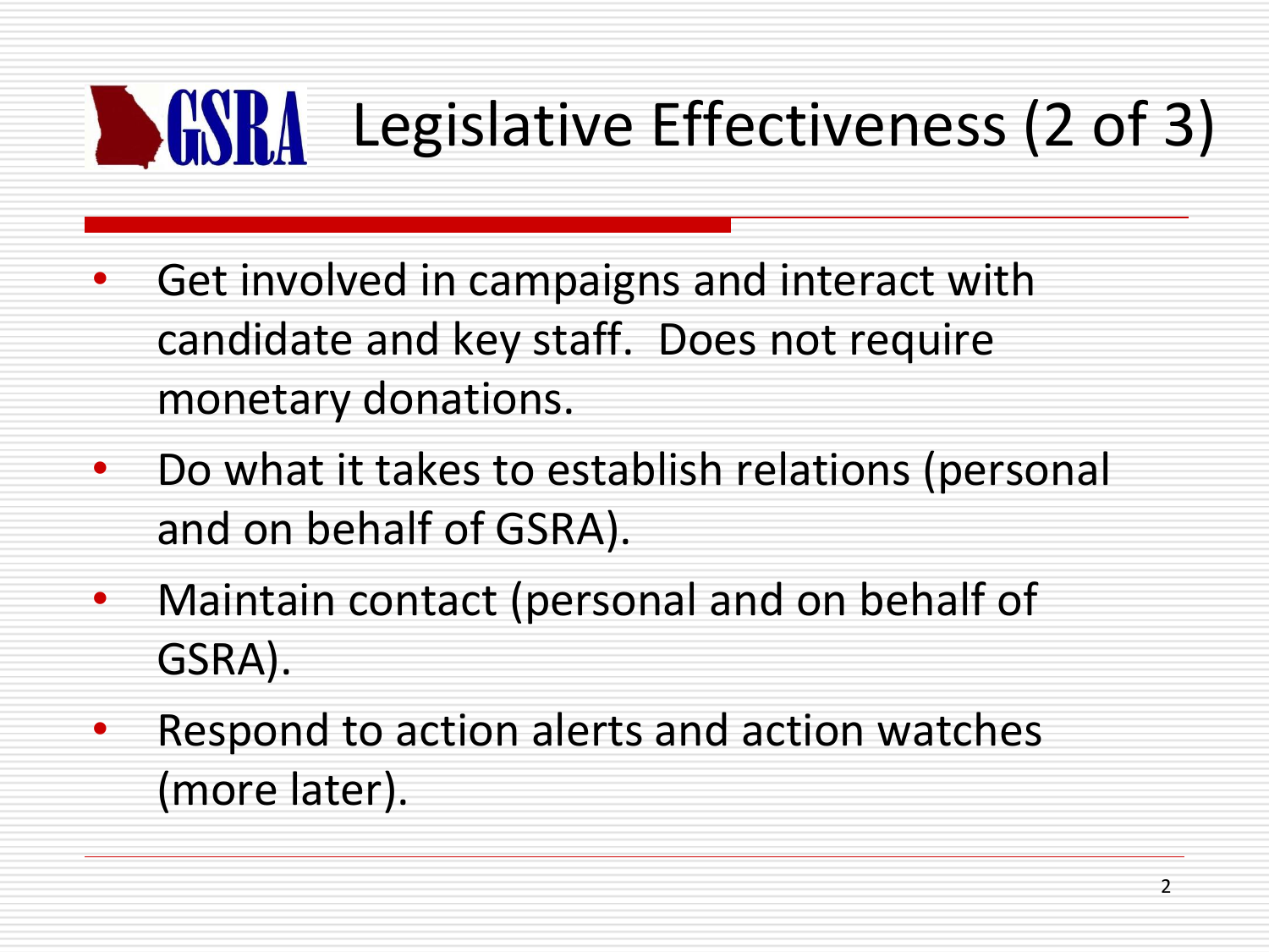# GSRA Legislative Effectiveness (2 of 3)

- Get involved in campaigns and interact with candidate and key staff. Does not require monetary donations.
- Do what it takes to establish relations (personal and on behalf of GSRA).
- Maintain contact (personal and on behalf of GSRA).
- Respond to action alerts and action watches (more later).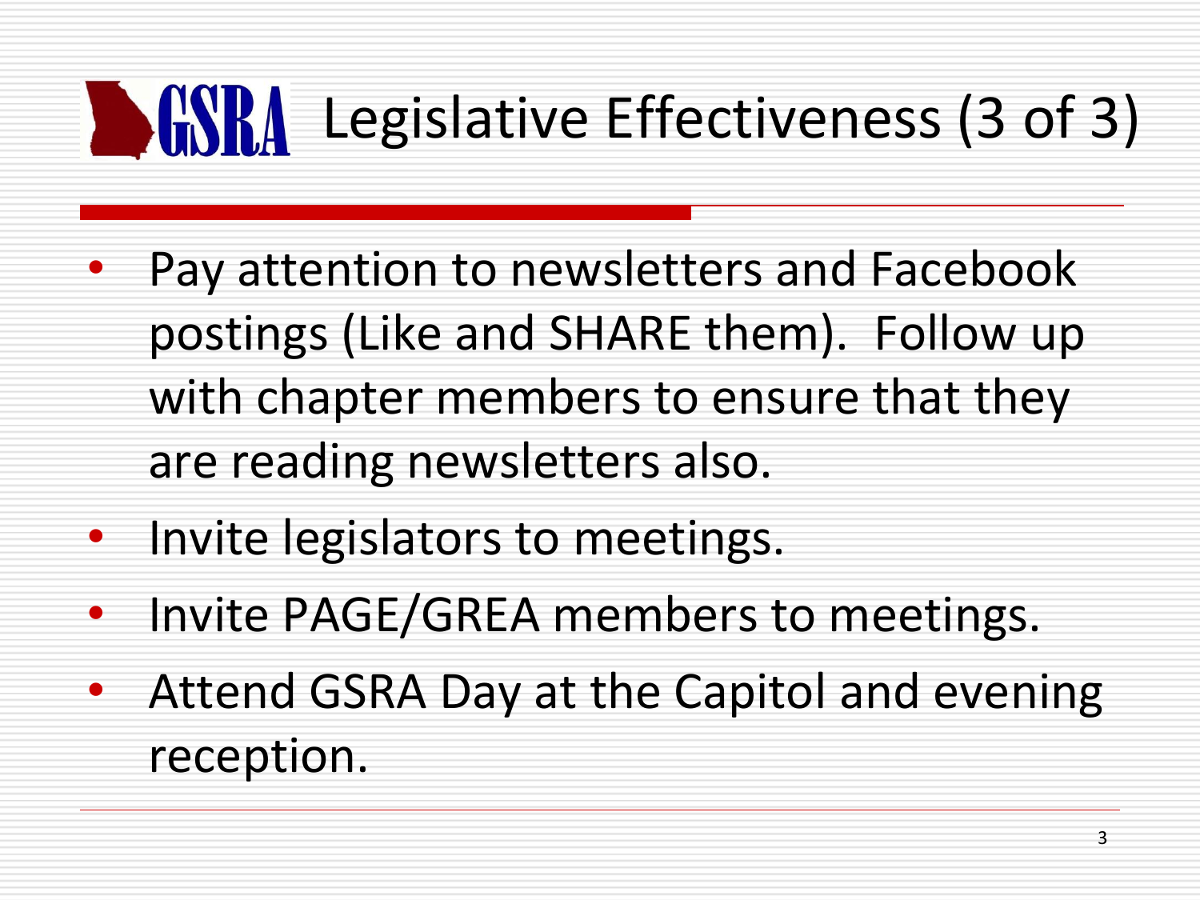# GSRA Legislative Effectiveness (3 of 3)

- Pay attention to newsletters and Facebook postings (Like and SHARE them). Follow up with chapter members to ensure that they are reading newsletters also.
- Invite legislators to meetings.
- Invite PAGE/GREA members to meetings.
- Attend GSRA Day at the Capitol and evening reception.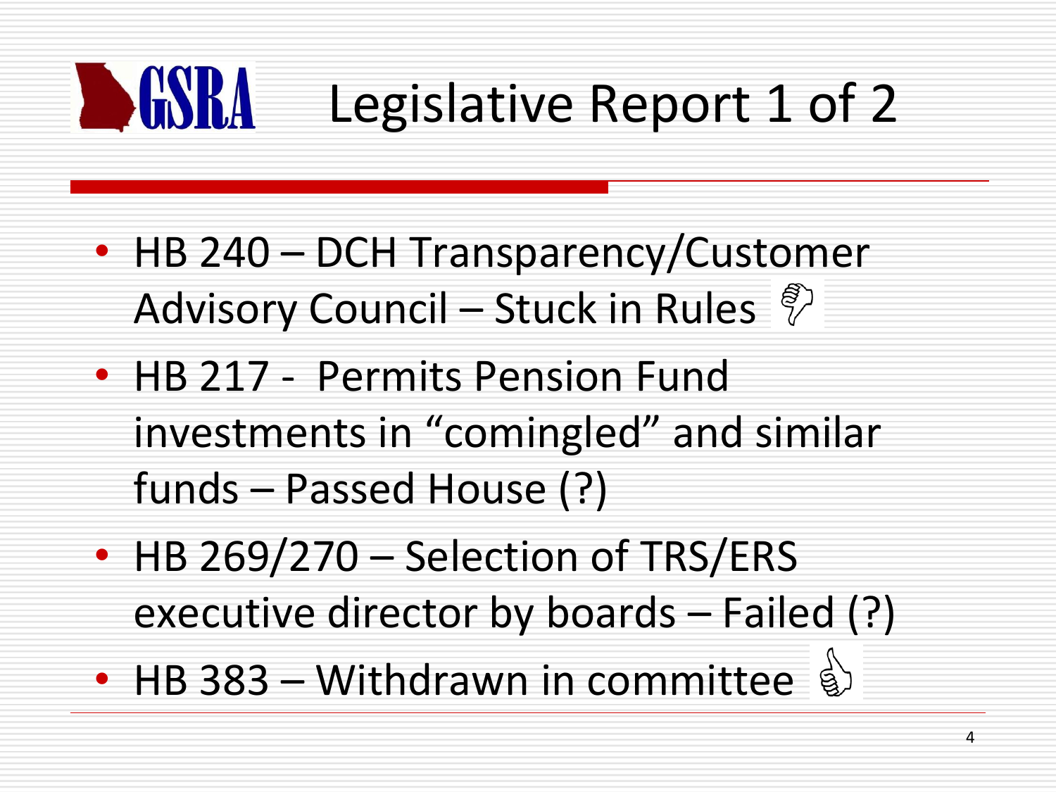# GSRA Legislative Report 1 of 2

- HB 240 – DCH Transparency/Customer Advisory Council – Stuck in Rules 👎
- HB 217 - Permits Pension Fund investments in “comingled” and similar funds – Passed House (?)
- HB 269/270 – Selection of TRS/ERS executive director by boards – Failed (?)
- HB 383 – Withdrawn in committee 👍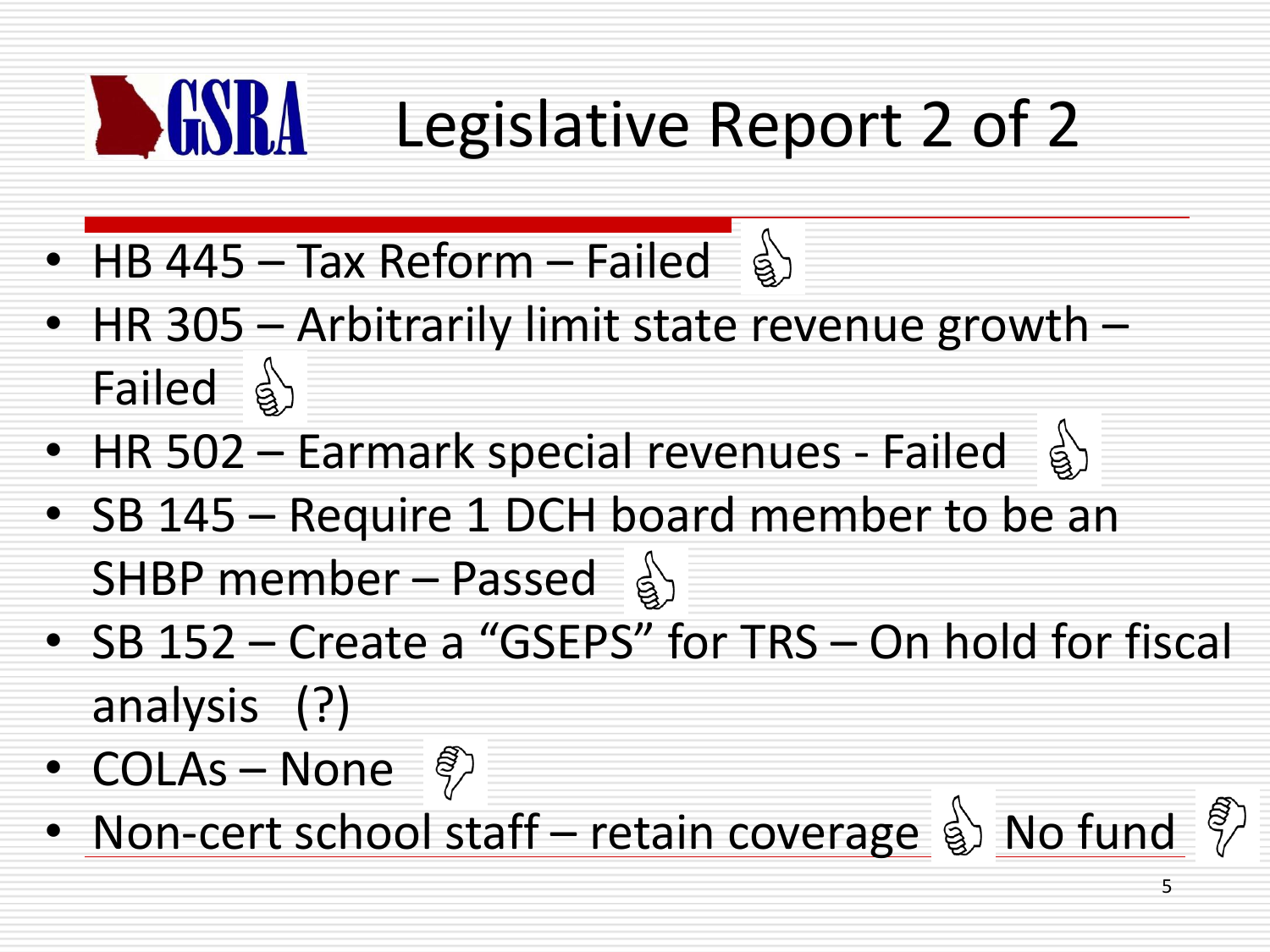# GSRA Legislative Report 2 of 2

- HB 445 – Tax Reform – Failed 👍
- HR 305 – Arbitrarily limit state revenue growth – Failed 👍
- HR 502 – Earmark special revenues - Failed 👍
- SB 145 – Require 1 DCH board member to be an SHBP member – Passed 👍
- SB 152 – Create a "GSEPS" for TRS – On hold for fiscal analysis (?)
- COLAs – None 👎
- Non-cert school staff – retain coverage 👍 No fund 👎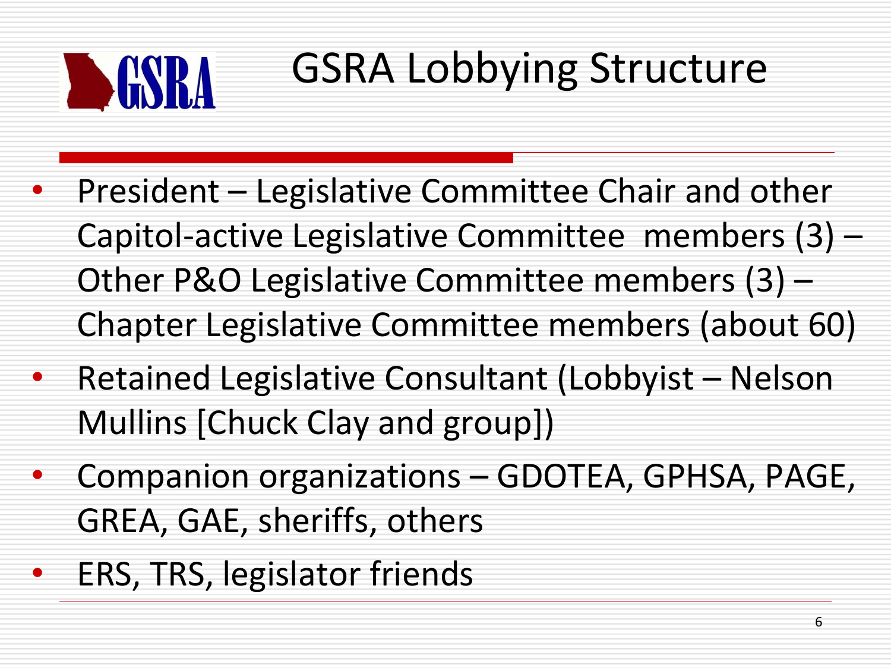# GSRA Lobbying Structure

- President – Legislative Committee Chair and other Capitol-active Legislative Committee members (3) – Other P&O Legislative Committee members (3) – Chapter Legislative Committee members (about 60)
- Retained Legislative Consultant (Lobbyist – Nelson Mullins [Chuck Clay and group])
- Companion organizations – GDOTEA, GPHSA, PAGE, GREA, GAE, sheriffs, others
- ERS, TRS, legislator friends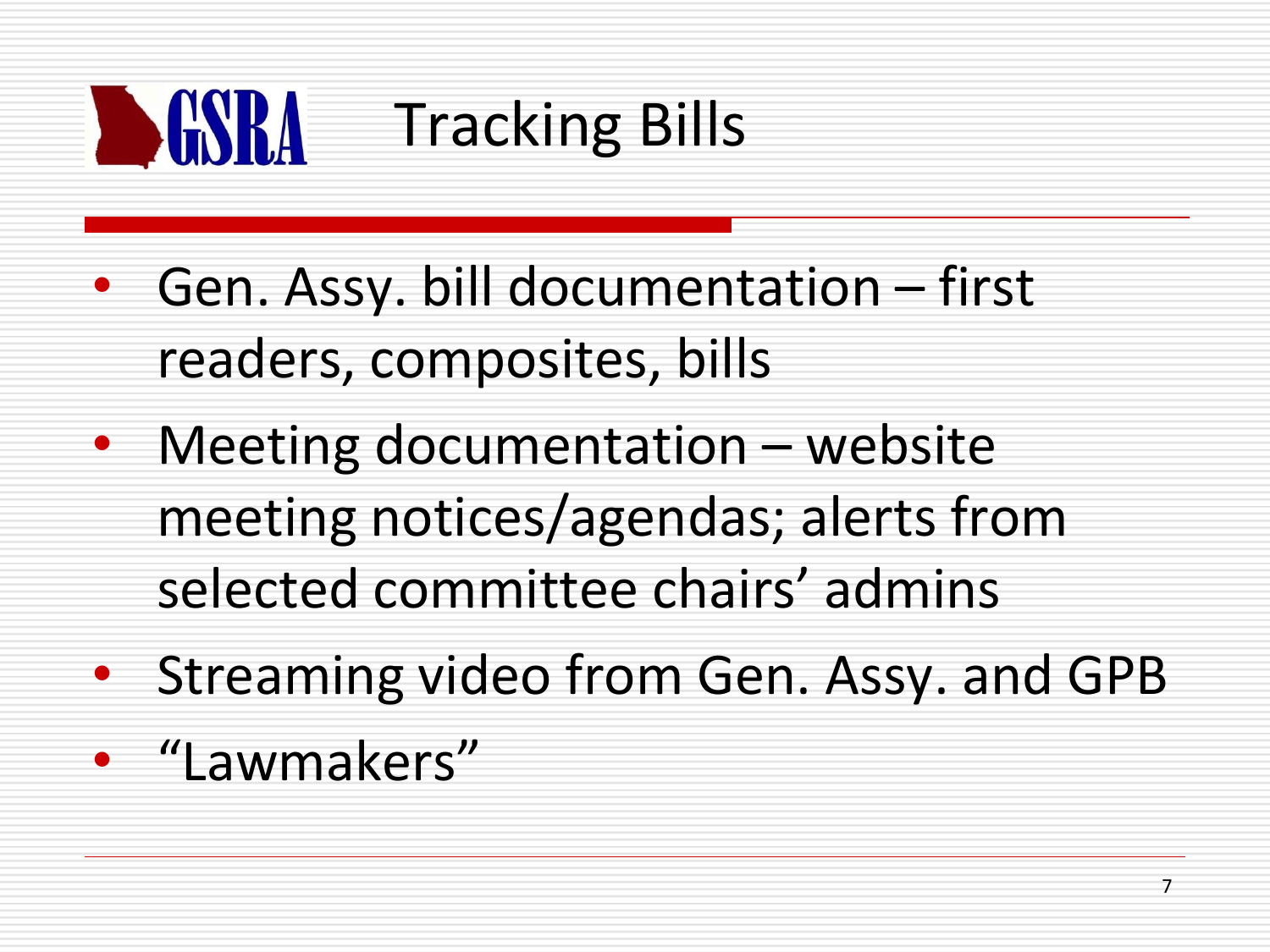# Tracking Bills

- Gen. Assy. bill documentation – first readers, composites, bills
- Meeting documentation – website meeting notices/agendas; alerts from selected committee chairs' admins
- Streaming video from Gen. Assy. and GPB
- "Lawmakers"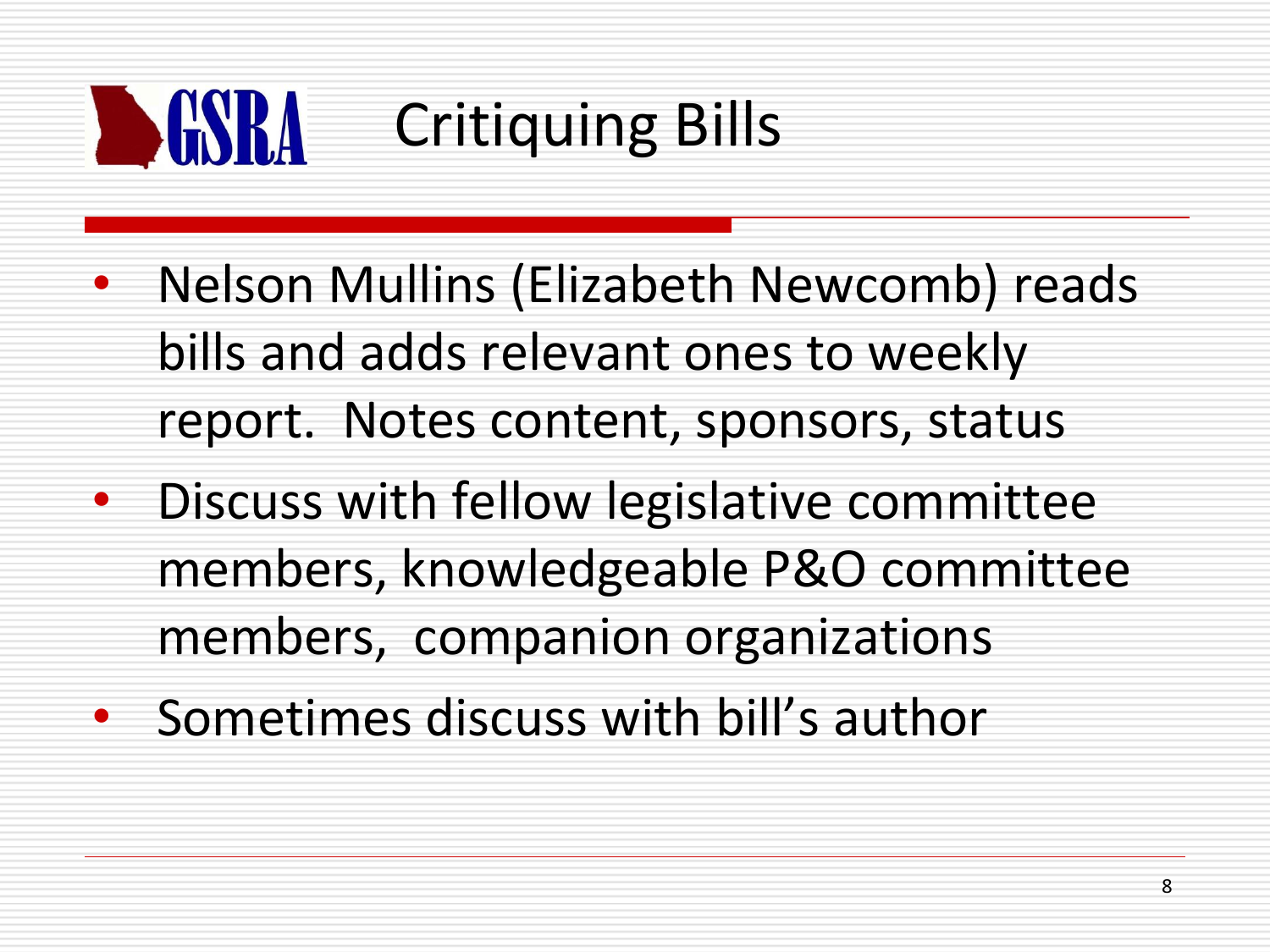# Critiquing Bills

- Nelson Mullins (Elizabeth Newcomb) reads bills and adds relevant ones to weekly report. Notes content, sponsors, status
- Discuss with fellow legislative committee members, knowledgeable P&O committee members, companion organizations
- Sometimes discuss with bill's author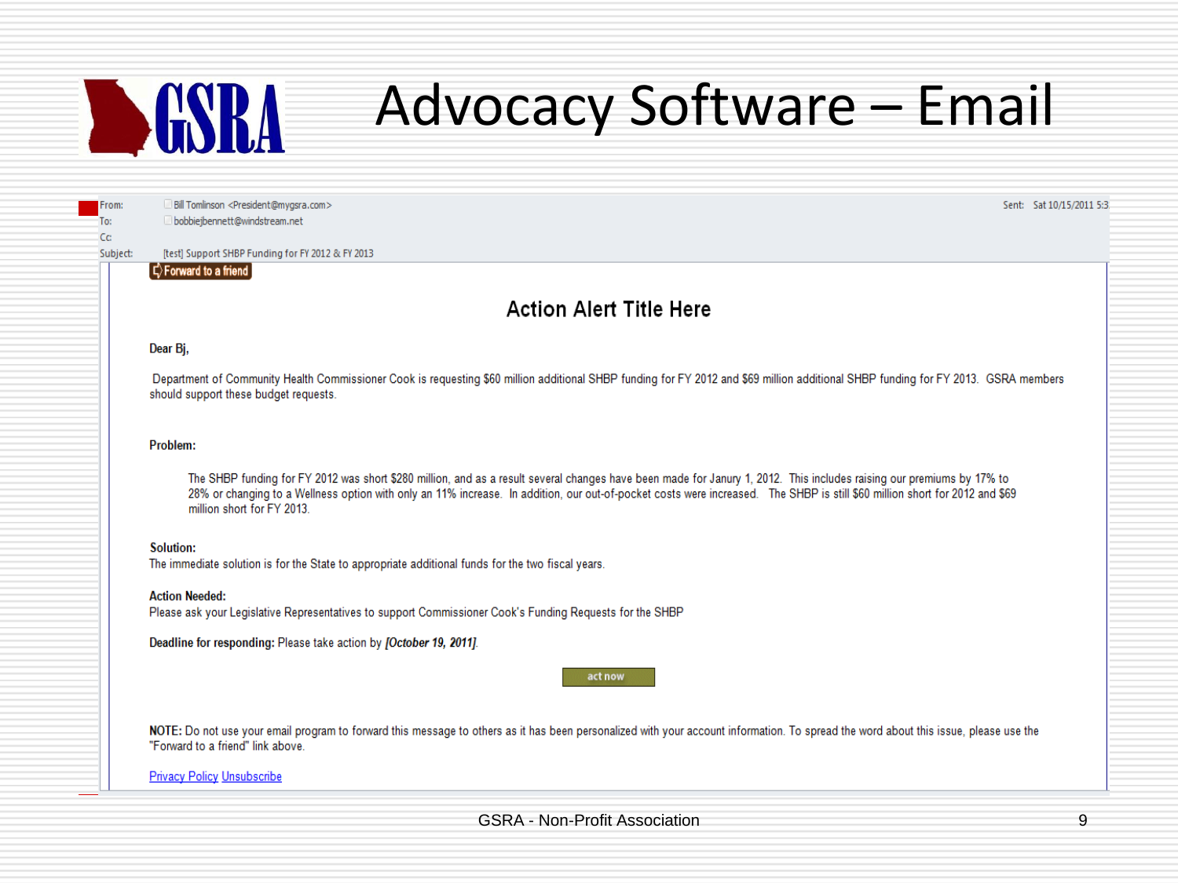# Advocacy Software – Email

From: Bill Tomlinson <President@mygsra.com>
To: bobbiejbennett@windstream.net
Cc:
Subject: [test] Support SHBP Funding for FY 2012 & FY 2013

Sent: Sat 10/15/2011 5:3

Forward to a friend

## Action Alert Title Here

Dear Bj,

Department of Community Health Commissioner Cook is requesting $60 million additional SHBP funding for FY 2012 and $69 million additional SHBP funding for FY 2013. GSRA members should support these budget requests.

**Problem:**

The SHBP funding for FY 2012 was short $280 million, and as a result several changes have been made for Janury 1, 2012. This includes raising our premiums by 17% to 28% or changing to a Wellness option with only an 11% increase. In addition, our out-of-pocket costs were increased. The SHBP is still $60 million short for 2012 and $69 million short for FY 2013.

**Solution:**
The immediate solution is for the State to appropriate additional funds for the two fiscal years.

**Action Needed:**
Please ask your Legislative Representatives to support Commissioner Cook's Funding Requests for the SHBP

**Deadline for responding:** Please take action by ***[October 19, 2011]***.

act now

**NOTE:** Do not use your email program to forward this message to others as it has been personalized with your account information. To spread the word about this issue, please use the "Forward to a friend" link above.

Privacy Policy Unsubscribe

GSRA - Non-Profit Association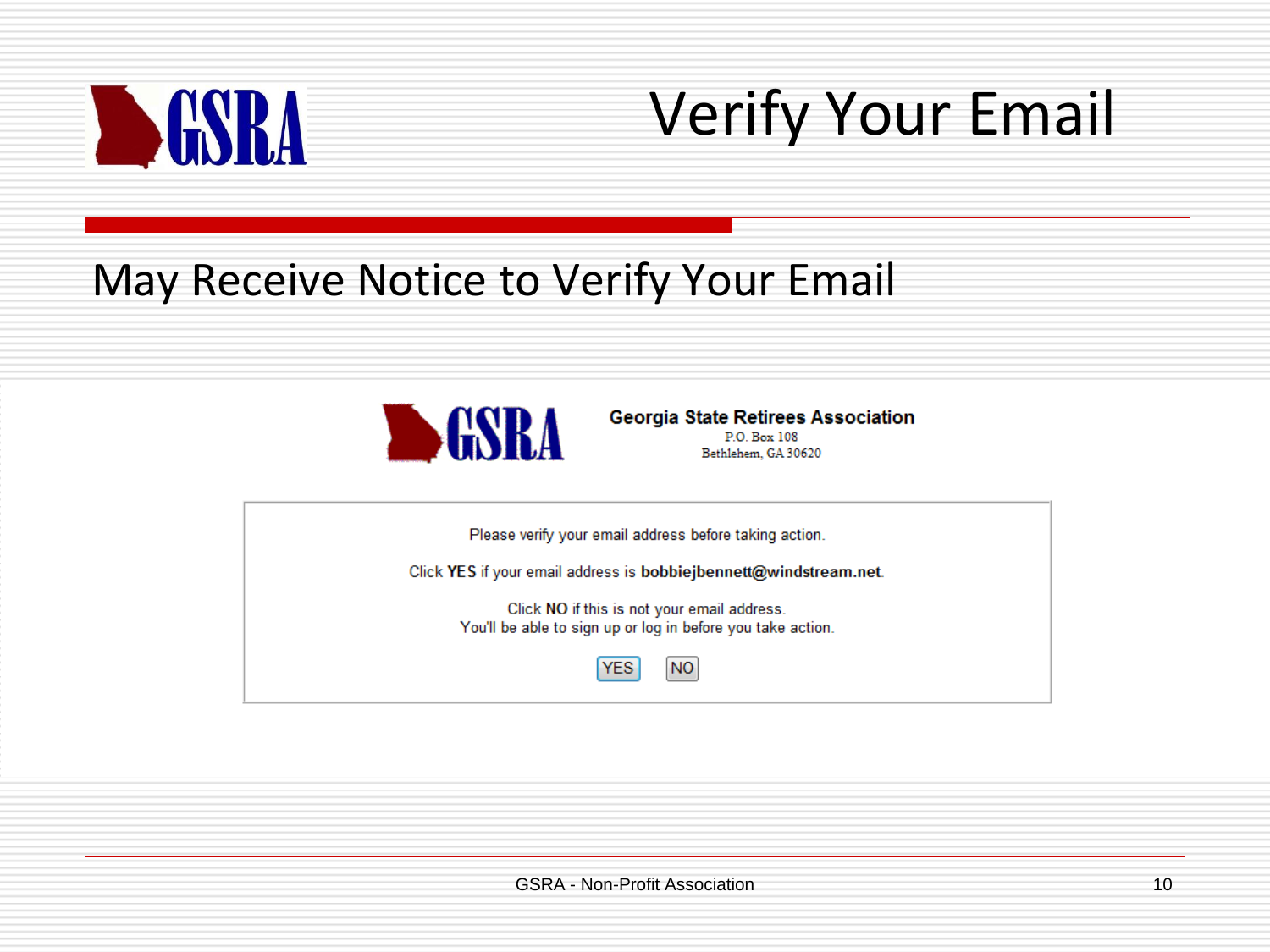# Verify Your Email

## May Receive Notice to Verify Your Email

**Georgia State Retirees Association**
P.O. Box 108
Bethlehem, GA 30620

Please verify your email address before taking action.

Click **YES** if your email address is **bobbiejbennett@windstream.net**.

Click **NO** if this is not your email address.
You'll be able to sign up or log in before you take action.

YES NO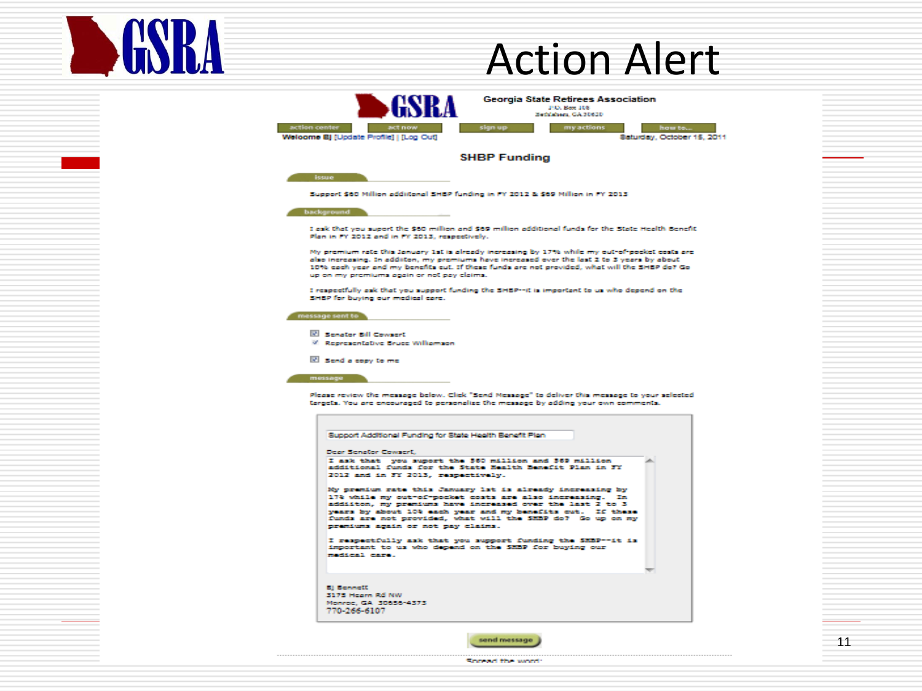# Action Alert

**GSRA** — Georgia State Retirees Association

P.O. Box 108
Bethlehem, GA 30620

action center | act now | sign up | my actions | how to...

Welcome BJ [Update Profile] | [Log Out]

Saturday, October 15, 2011

## SHBP Funding

### issue

Support $60 Million additional SHBP funding in FY 2012 & $69 Million in FY 2013

### background

I ask that you support the $60 million and $69 million additional funds for the State Health Benefit Plan in FY 2012 and in FY 2013, respectively.

My premium rate this January 1st is already increasing by 17% while my out-of-pocket costs are also increasing. In addition, my premiums have increased over the last 2 to 3 years by about 10% each year and my benefits cut. If these funds are not provided, what will the SHBP do? Go up on my premiums again or not pay claims.

I respectfully ask that you support funding the SHBP--it is important to us who depend on the SHBP for buying our medical care.

### message sent to

- [x] Senator Bill Cowsert
- ✓ Representative Bruce Williamson
- [x] Send a copy to me

### message

Please review the message below. Click "Send Message" to deliver this message to your selected targets. You are encouraged to personalize the message by adding your own comments.

Support Additional Funding for State Health Benefit Plan

Dear Senator Cowsert,

I ask that you support the $60 million and $69 million additional funds for the State Health Benefit Plan in FY 2012 and in FY 2013, respectively.

My premium rate this January 1st is already increasing by 17% while my out-of-pocket costs are also increasing. In addition, my premiums have increased over the last 2 to 3 years by about 10% each year and my benefits cut. If these funds are not provided, what will the SHBP do? Go up on my premiums again or not pay claims.

I respectfully ask that you support funding the SHBP--it is important to us who depend on the SHBP for buying our medical care.

BJ Bennett
3175 Hearn Rd NW
Monroe, GA 30656-4375
770-266-6107

send message

Spread the word: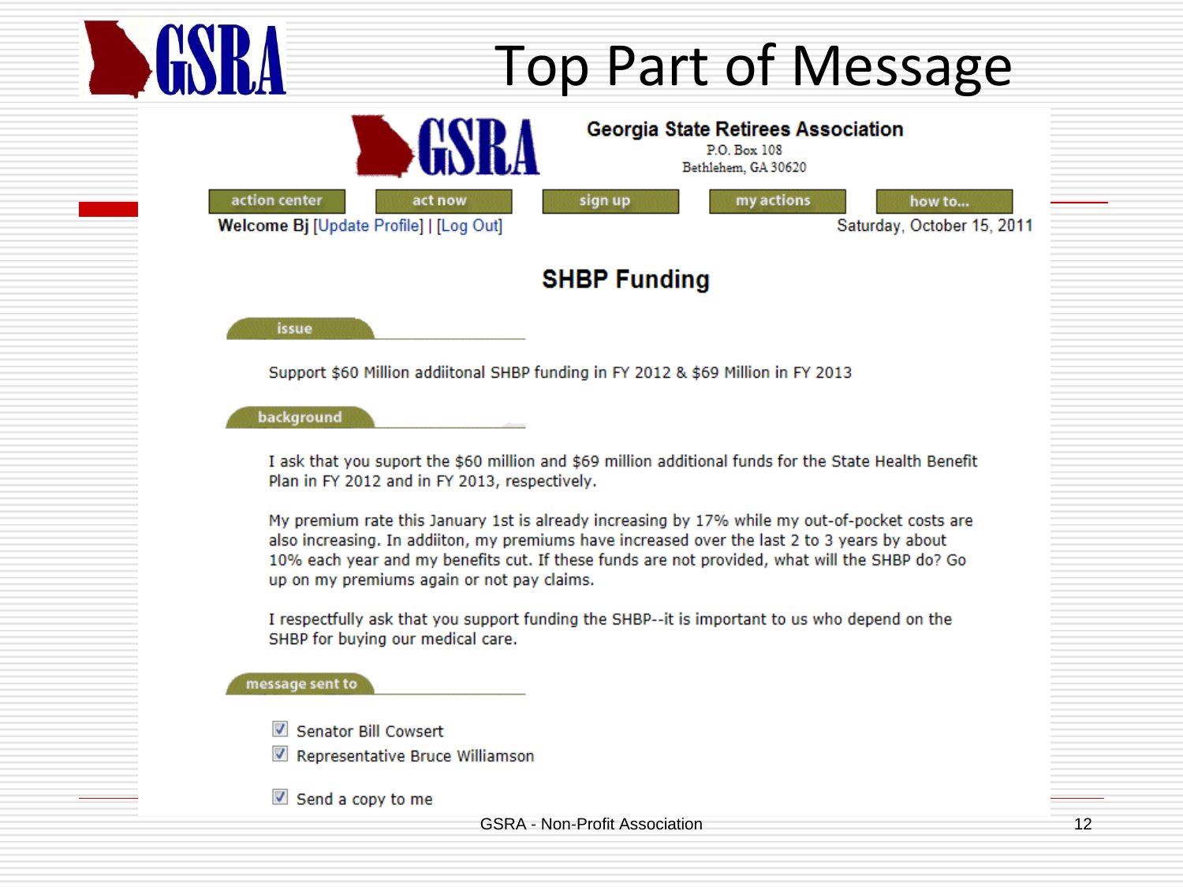# Top Part of Message

**Georgia State Retirees Association**
P.O. Box 108
Bethlehem, GA 30620

action center | act now | sign up | my actions | how to...

**Welcome Bj** [Update Profile] | [Log Out]

Saturday, October 15, 2011

## SHBP Funding

### issue

Support $60 Million addiitonal SHBP funding in FY 2012 & $69 Million in FY 2013

### background

I ask that you support the $60 million and $69 million additional funds for the State Health Benefit Plan in FY 2012 and in FY 2013, respectively.

My premium rate this January 1st is already increasing by 17% while my out-of-pocket costs are also increasing. In addiiton, my premiums have increased over the last 2 to 3 years by about 10% each year and my benefits cut. If these funds are not provided, what will the SHBP do? Go up on my premiums again or not pay claims.

I respectfully ask that you support funding the SHBP--it is important to us who depend on the SHBP for buying our medical care.

### message sent to

- [x] Senator Bill Cowsert
- [x] Representative Bruce Williamson

- [x] Send a copy to me

GSRA - Non-Profit Association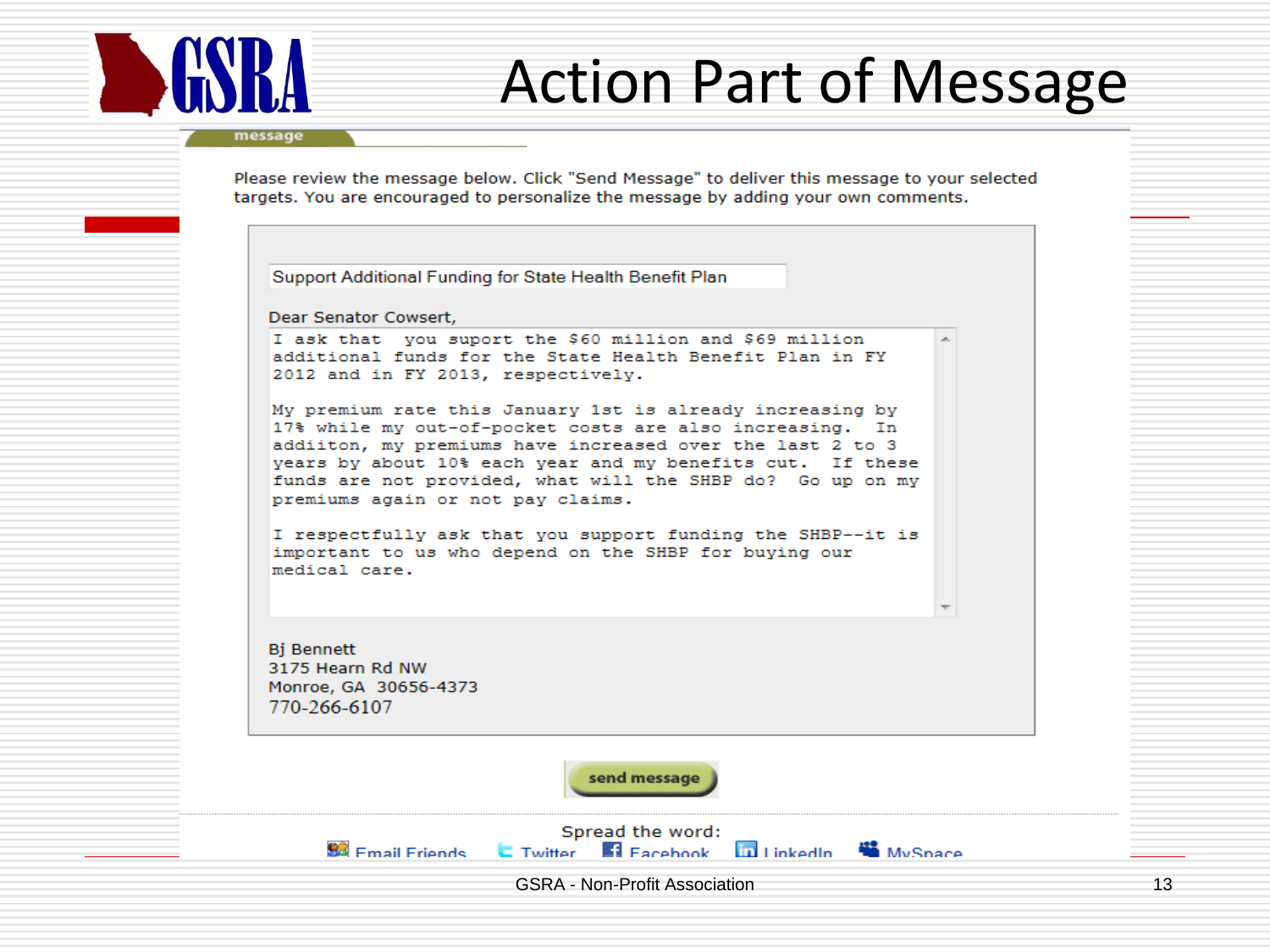# Action Part of Message

message

Please review the message below. Click "Send Message" to deliver this message to your selected targets. You are encouraged to personalize the message by adding your own comments.

Support Additional Funding for State Health Benefit Plan

Dear Senator Cowsert,

I ask that you suport the $60 million and $69 million additional funds for the State Health Benefit Plan in FY 2012 and in FY 2013, respectively.

My premium rate this January 1st is already increasing by 17% while my out-of-pocket costs are also increasing. In addiiton, my premiums have increased over the last 2 to 3 years by about 10% each year and my benefits cut. If these funds are not provided, what will the SHBP do? Go up on my premiums again or not pay claims.

I respectfully ask that you support funding the SHBP--it is important to us who depend on the SHBP for buying our medical care.

Bj Bennett
3175 Hearn Rd NW
Monroe, GA 30656-4373
770-266-6107

send message

Spread the word:

Email Friends | Twitter | Facebook | LinkedIn | MySpace

GSRA - Non-Profit Association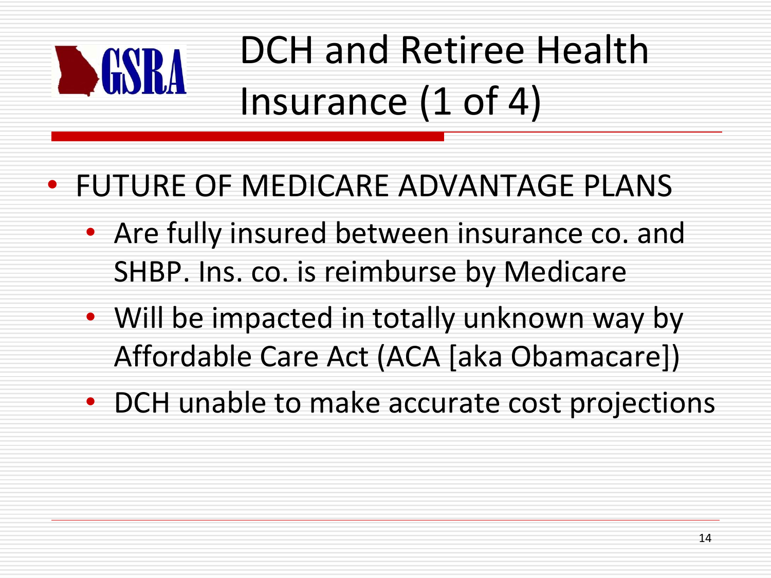# DCH and Retiree Health Insurance (1 of 4)

- FUTURE OF MEDICARE ADVANTAGE PLANS
  - Are fully insured between insurance co. and SHBP. Ins. co. is reimburse by Medicare
  - Will be impacted in totally unknown way by Affordable Care Act (ACA [aka Obamacare])
  - DCH unable to make accurate cost projections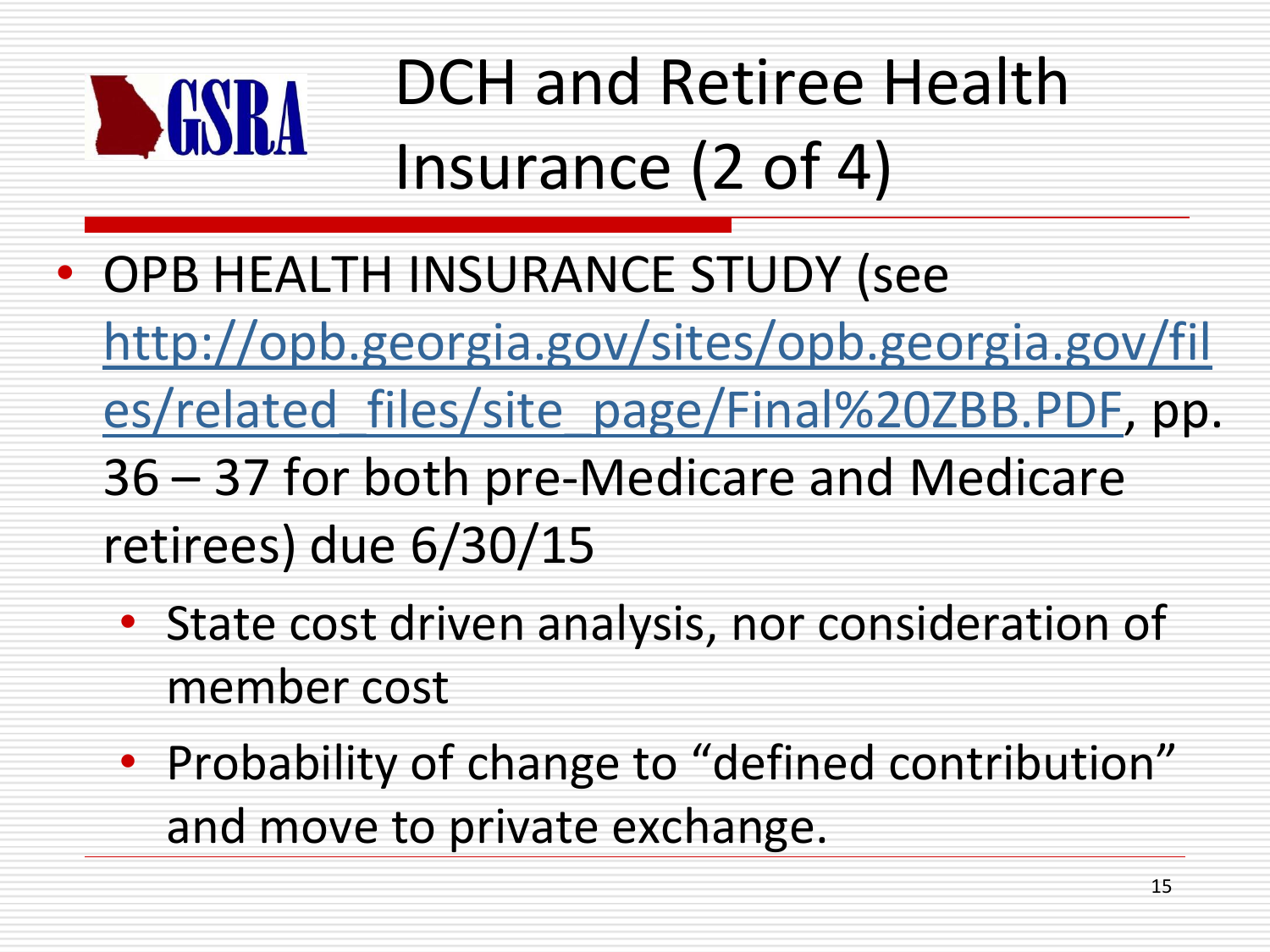# DCH and Retiree Health Insurance (2 of 4)

- OPB HEALTH INSURANCE STUDY (see http://opb.georgia.gov/sites/opb.georgia.gov/files/related_files/site_page/Final%20ZBB.PDF, pp. 36 – 37 for both pre-Medicare and Medicare retirees) due 6/30/15
  - State cost driven analysis, nor consideration of member cost
  - Probability of change to "defined contribution" and move to private exchange.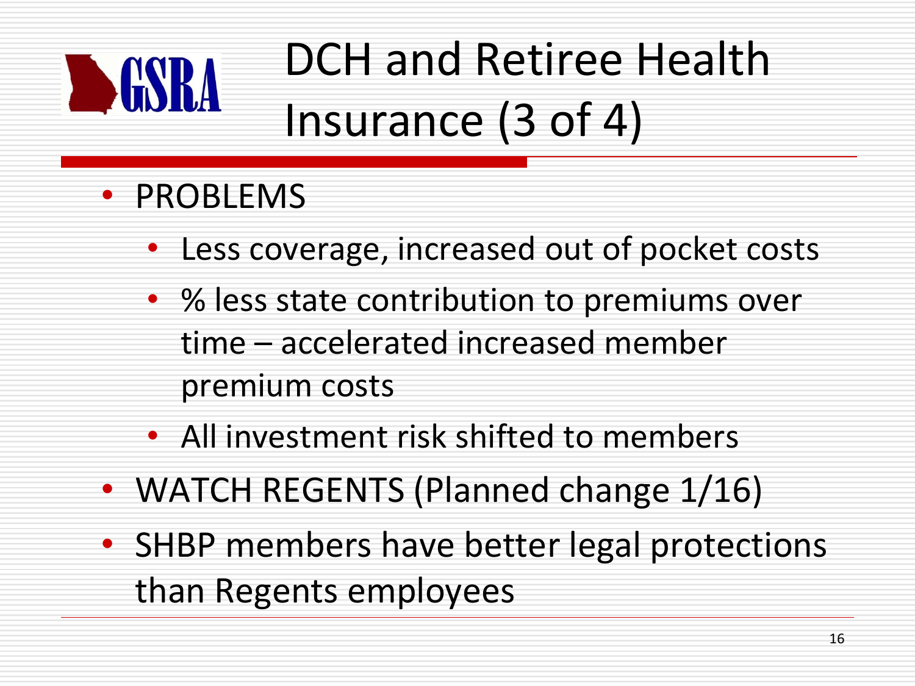# DCH and Retiree Health Insurance (3 of 4)

- PROBLEMS
  - Less coverage, increased out of pocket costs
  - % less state contribution to premiums over time – accelerated increased member premium costs
  - All investment risk shifted to members
- WATCH REGENTS (Planned change 1/16)
- SHBP members have better legal protections than Regents employees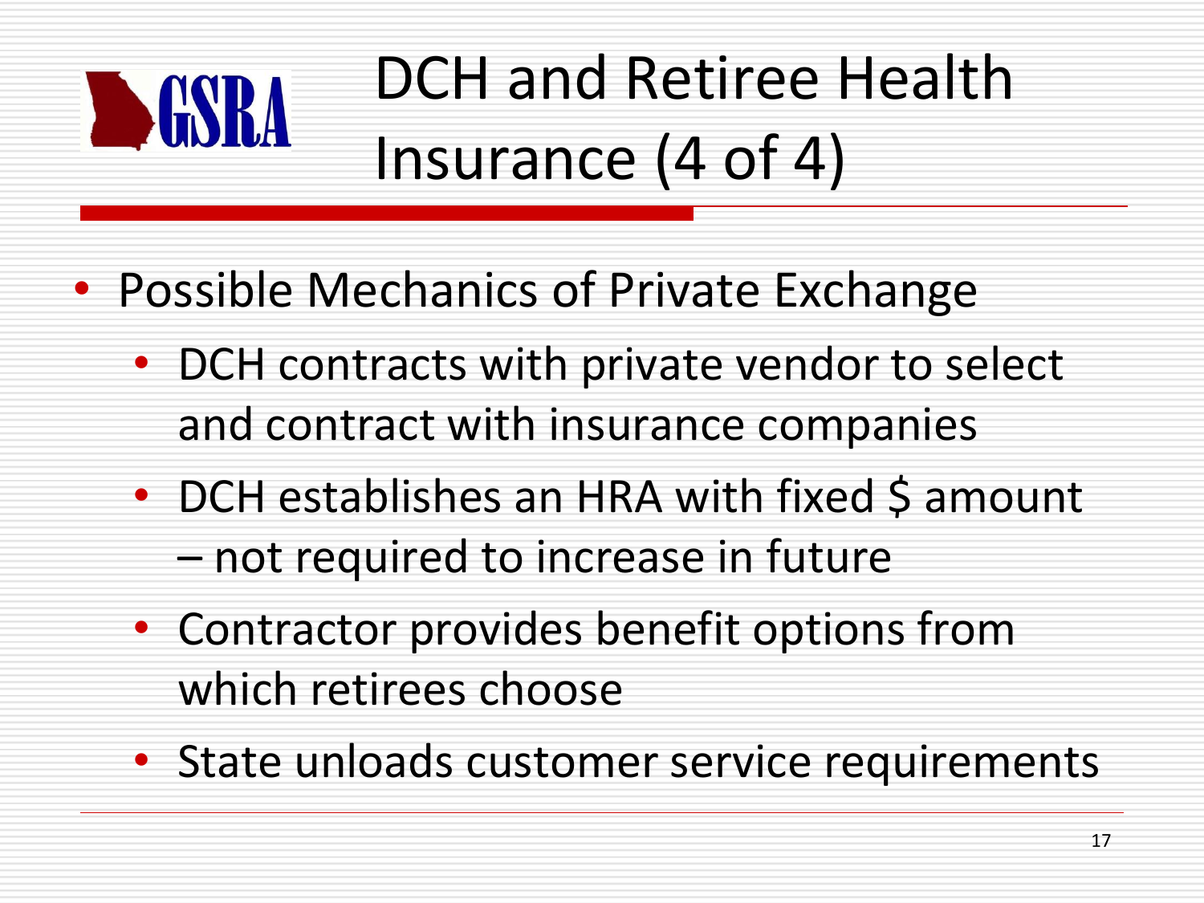# DCH and Retiree Health Insurance (4 of 4)

- Possible Mechanics of Private Exchange
  - DCH contracts with private vendor to select and contract with insurance companies
  - DCH establishes an HRA with fixed $ amount – not required to increase in future
  - Contractor provides benefit options from which retirees choose
  - State unloads customer service requirements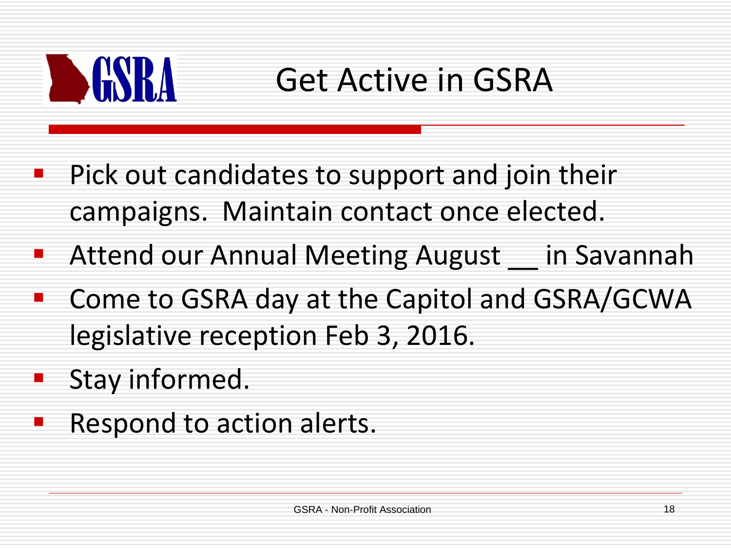# Get Active in GSRA

- Pick out candidates to support and join their campaigns.  Maintain contact once elected.
- Attend our Annual Meeting August __ in Savannah
- Come to GSRA day at the Capitol and GSRA/GCWA legislative reception Feb 3, 2016.
- Stay informed.
- Respond to action alerts.